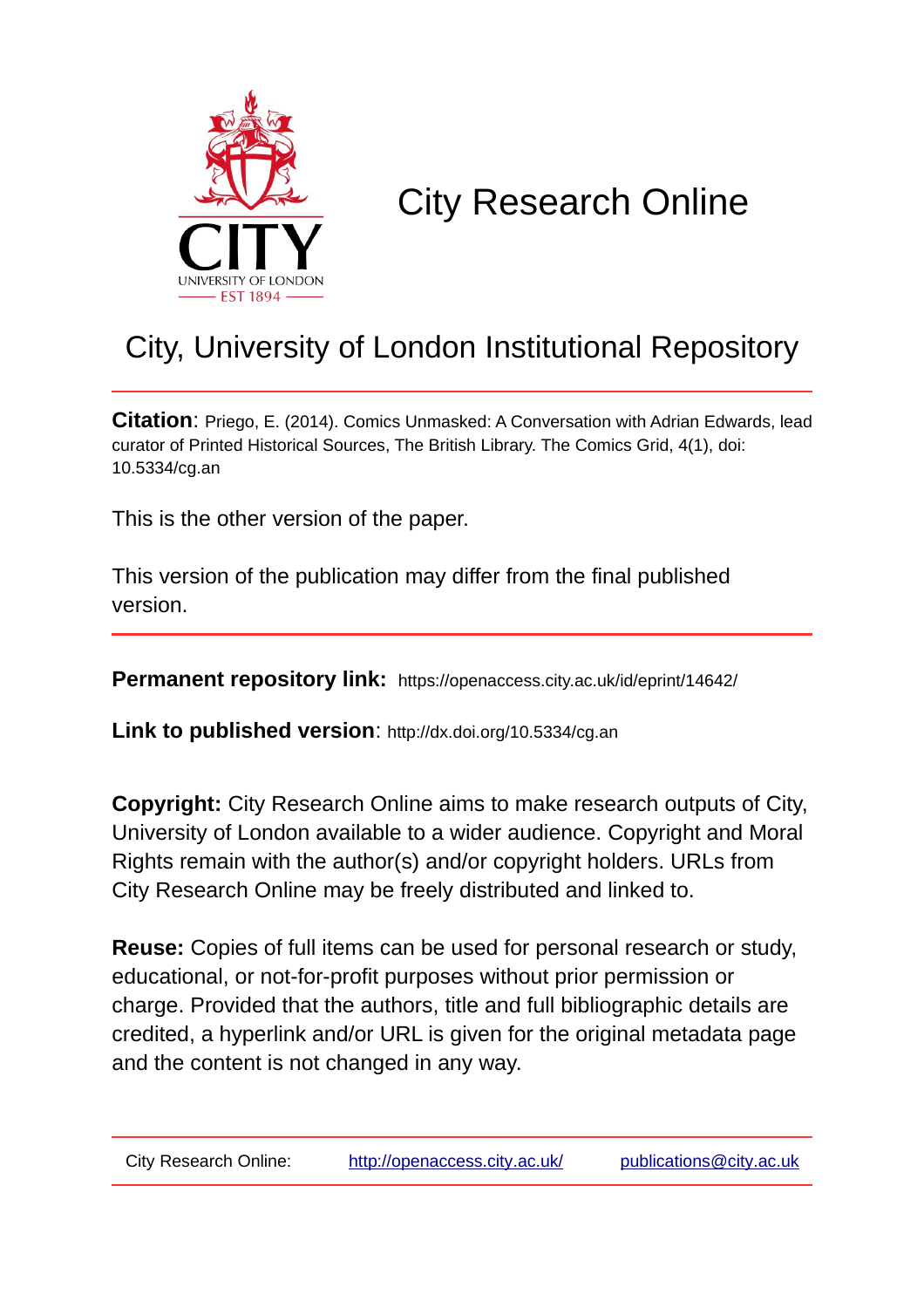# City Research Online

## City, University of London Institutional Repository

**Citation**: Priego, E. (2014). Comics Unmasked: A Conversation with Adrian Edwards, lead curator of Printed Historical Sources, The British Library. The Comics Grid, 4(1), doi: 10.5334/cg.an

This is the other version of the paper.

This version of the publication may differ from the final published version.

**Permanent repository link:** https://openaccess.city.ac.uk/id/eprint/14642/

**Link to published version**: http://dx.doi.org/10.5334/cg.an

**Copyright:** City Research Online aims to make research outputs of City, University of London available to a wider audience. Copyright and Moral Rights remain with the author(s) and/or copyright holders. URLs from City Research Online may be freely distributed and linked to.

**Reuse:** Copies of full items can be used for personal research or study, educational, or not-for-profit purposes without prior permission or charge. Provided that the authors, title and full bibliographic details are credited, a hyperlink and/or URL is given for the original metadata page and the content is not changed in any way.

City Research Online: http://openaccess.city.ac.uk/ publications@city.ac.uk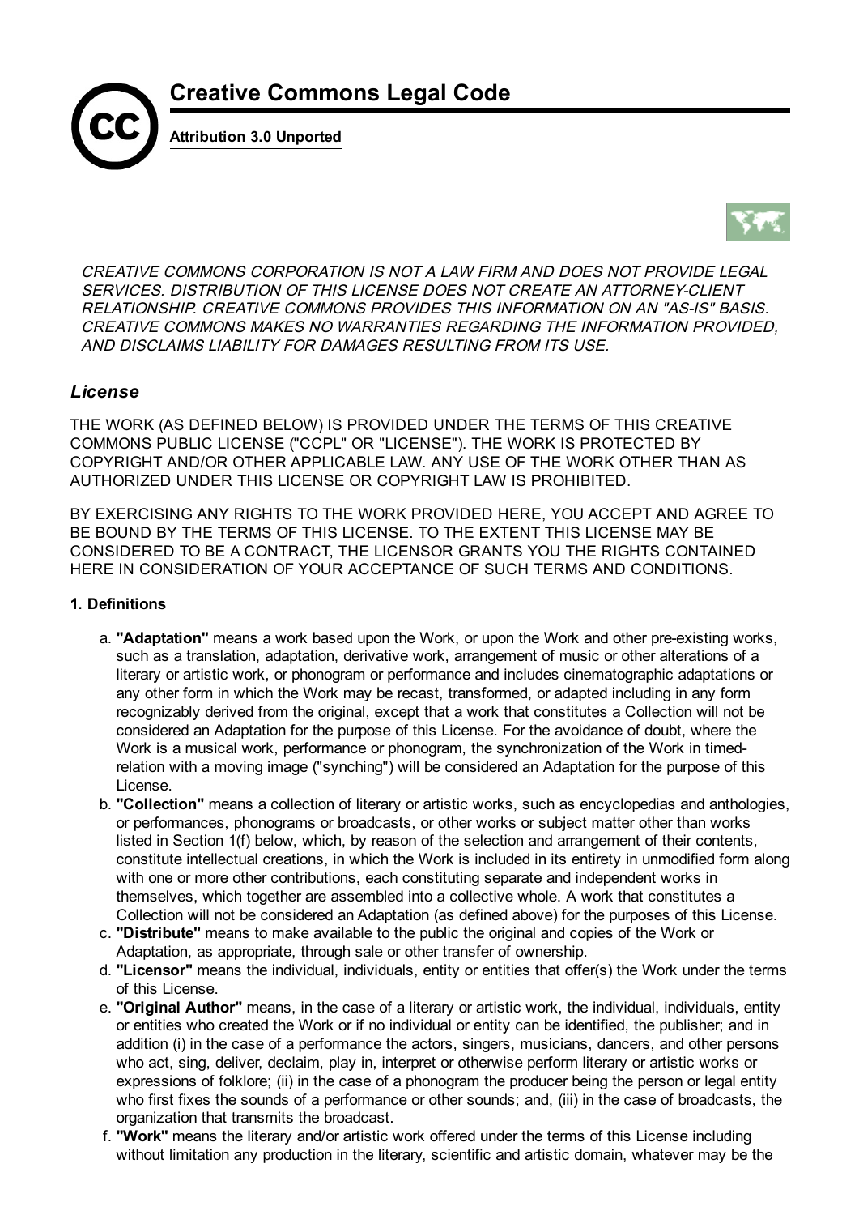# Creative Commons Legal Code

**Attribution 3.0 Unported**

*CREATIVE COMMONS CORPORATION IS NOT A LAW FIRM AND DOES NOT PROVIDE LEGAL SERVICES. DISTRIBUTION OF THIS LICENSE DOES NOT CREATE AN ATTORNEY-CLIENT RELATIONSHIP. CREATIVE COMMONS PROVIDES THIS INFORMATION ON AN "AS-IS" BASIS. CREATIVE COMMONS MAKES NO WARRANTIES REGARDING THE INFORMATION PROVIDED, AND DISCLAIMS LIABILITY FOR DAMAGES RESULTING FROM ITS USE.*

## *License*

THE WORK (AS DEFINED BELOW) IS PROVIDED UNDER THE TERMS OF THIS CREATIVE COMMONS PUBLIC LICENSE ("CCPL" OR "LICENSE"). THE WORK IS PROTECTED BY COPYRIGHT AND/OR OTHER APPLICABLE LAW. ANY USE OF THE WORK OTHER THAN AS AUTHORIZED UNDER THIS LICENSE OR COPYRIGHT LAW IS PROHIBITED.

BY EXERCISING ANY RIGHTS TO THE WORK PROVIDED HERE, YOU ACCEPT AND AGREE TO BE BOUND BY THE TERMS OF THIS LICENSE. TO THE EXTENT THIS LICENSE MAY BE CONSIDERED TO BE A CONTRACT, THE LICENSOR GRANTS YOU THE RIGHTS CONTAINED HERE IN CONSIDERATION OF YOUR ACCEPTANCE OF SUCH TERMS AND CONDITIONS.

**1. Definitions**

a. **"Adaptation"** means a work based upon the Work, or upon the Work and other pre-existing works, such as a translation, adaptation, derivative work, arrangement of music or other alterations of a literary or artistic work, or phonogram or performance and includes cinematographic adaptations or any other form in which the Work may be recast, transformed, or adapted including in any form recognizably derived from the original, except that a work that constitutes a Collection will not be considered an Adaptation for the purpose of this License. For the avoidance of doubt, where the Work is a musical work, performance or phonogram, the synchronization of the Work in timed-relation with a moving image ("synching") will be considered an Adaptation for the purpose of this License.

b. **"Collection"** means a collection of literary or artistic works, such as encyclopedias and anthologies, or performances, phonograms or broadcasts, or other works or subject matter other than works listed in Section 1(f) below, which, by reason of the selection and arrangement of their contents, constitute intellectual creations, in which the Work is included in its entirety in unmodified form along with one or more other contributions, each constituting separate and independent works in themselves, which together are assembled into a collective whole. A work that constitutes a Collection will not be considered an Adaptation (as defined above) for the purposes of this License.

c. **"Distribute"** means to make available to the public the original and copies of the Work or Adaptation, as appropriate, through sale or other transfer of ownership.

d. **"Licensor"** means the individual, individuals, entity or entities that offer(s) the Work under the terms of this License.

e. **"Original Author"** means, in the case of a literary or artistic work, the individual, individuals, entity or entities who created the Work or if no individual or entity can be identified, the publisher; and in addition (i) in the case of a performance the actors, singers, musicians, dancers, and other persons who act, sing, deliver, declaim, play in, interpret or otherwise perform literary or artistic works or expressions of folklore; (ii) in the case of a phonogram the producer being the person or legal entity who first fixes the sounds of a performance or other sounds; and, (iii) in the case of broadcasts, the organization that transmits the broadcast.

f. **"Work"** means the literary and/or artistic work offered under the terms of this License including without limitation any production in the literary, scientific and artistic domain, whatever may be the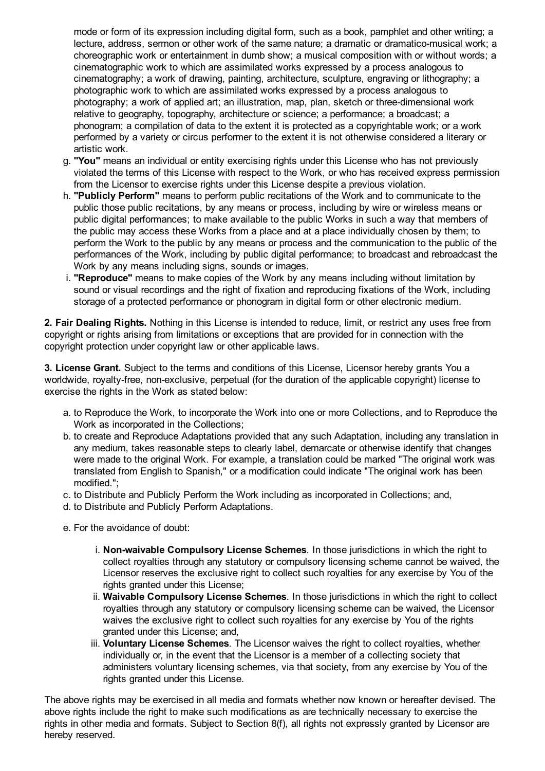mode or form of its expression including digital form, such as a book, pamphlet and other writing; a lecture, address, sermon or other work of the same nature; a dramatic or dramatico-musical work; a choreographic work or entertainment in dumb show; a musical composition with or without words; a cinematographic work to which are assimilated works expressed by a process analogous to cinematography; a work of drawing, painting, architecture, sculpture, engraving or lithography; a photographic work to which are assimilated works expressed by a process analogous to photography; a work of applied art; an illustration, map, plan, sketch or three-dimensional work relative to geography, topography, architecture or science; a performance; a broadcast; a phonogram; a compilation of data to the extent it is protected as a copyrightable work; or a work performed by a variety or circus performer to the extent it is not otherwise considered a literary or artistic work.

g. **"You"** means an individual or entity exercising rights under this License who has not previously violated the terms of this License with respect to the Work, or who has received express permission from the Licensor to exercise rights under this License despite a previous violation.
h. **"Publicly Perform"** means to perform public recitations of the Work and to communicate to the public those public recitations, by any means or process, including by wire or wireless means or public digital performances; to make available to the public Works in such a way that members of the public may access these Works from a place and at a place individually chosen by them; to perform the Work to the public by any means or process and the communication to the public of the performances of the Work, including by public digital performance; to broadcast and rebroadcast the Work by any means including signs, sounds or images.
i. **"Reproduce"** means to make copies of the Work by any means including without limitation by sound or visual recordings and the right of fixation and reproducing fixations of the Work, including storage of a protected performance or phonogram in digital form or other electronic medium.

**2. Fair Dealing Rights.** Nothing in this License is intended to reduce, limit, or restrict any uses free from copyright or rights arising from limitations or exceptions that are provided for in connection with the copyright protection under copyright law or other applicable laws.

**3. License Grant.** Subject to the terms and conditions of this License, Licensor hereby grants You a worldwide, royalty-free, non-exclusive, perpetual (for the duration of the applicable copyright) license to exercise the rights in the Work as stated below:

a. to Reproduce the Work, to incorporate the Work into one or more Collections, and to Reproduce the Work as incorporated in the Collections;
b. to create and Reproduce Adaptations provided that any such Adaptation, including any translation in any medium, takes reasonable steps to clearly label, demarcate or otherwise identify that changes were made to the original Work. For example, a translation could be marked "The original work was translated from English to Spanish," or a modification could indicate "The original work has been modified.";
c. to Distribute and Publicly Perform the Work including as incorporated in Collections; and,
d. to Distribute and Publicly Perform Adaptations.
e. For the avoidance of doubt:
    i. **Non-waivable Compulsory License Schemes**. In those jurisdictions in which the right to collect royalties through any statutory or compulsory licensing scheme cannot be waived, the Licensor reserves the exclusive right to collect such royalties for any exercise by You of the rights granted under this License;
    ii. **Waivable Compulsory License Schemes**. In those jurisdictions in which the right to collect royalties through any statutory or compulsory licensing scheme can be waived, the Licensor waives the exclusive right to collect such royalties for any exercise by You of the rights granted under this License; and,
    iii. **Voluntary License Schemes**. The Licensor waives the right to collect royalties, whether individually or, in the event that the Licensor is a member of a collecting society that administers voluntary licensing schemes, via that society, from any exercise by You of the rights granted under this License.

The above rights may be exercised in all media and formats whether now known or hereafter devised. The above rights include the right to make such modifications as are technically necessary to exercise the rights in other media and formats. Subject to Section 8(f), all rights not expressly granted by Licensor are hereby reserved.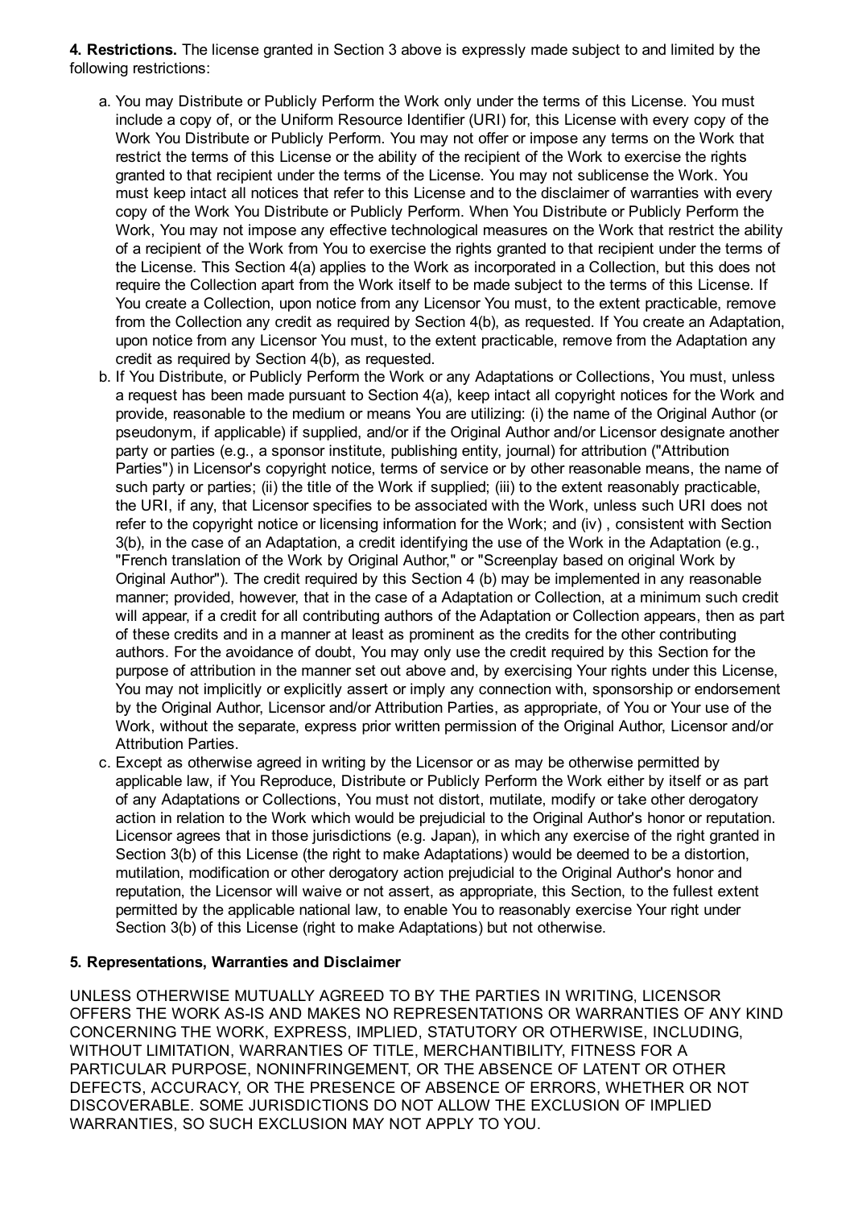**4. Restrictions.** The license granted in Section 3 above is expressly made subject to and limited by the following restrictions:

a. You may Distribute or Publicly Perform the Work only under the terms of this License. You must include a copy of, or the Uniform Resource Identifier (URI) for, this License with every copy of the Work You Distribute or Publicly Perform. You may not offer or impose any terms on the Work that restrict the terms of this License or the ability of the recipient of the Work to exercise the rights granted to that recipient under the terms of the License. You may not sublicense the Work. You must keep intact all notices that refer to this License and to the disclaimer of warranties with every copy of the Work You Distribute or Publicly Perform. When You Distribute or Publicly Perform the Work, You may not impose any effective technological measures on the Work that restrict the ability of a recipient of the Work from You to exercise the rights granted to that recipient under the terms of the License. This Section 4(a) applies to the Work as incorporated in a Collection, but this does not require the Collection apart from the Work itself to be made subject to the terms of this License. If You create a Collection, upon notice from any Licensor You must, to the extent practicable, remove from the Collection any credit as required by Section 4(b), as requested. If You create an Adaptation, upon notice from any Licensor You must, to the extent practicable, remove from the Adaptation any credit as required by Section 4(b), as requested.

b. If You Distribute, or Publicly Perform the Work or any Adaptations or Collections, You must, unless a request has been made pursuant to Section 4(a), keep intact all copyright notices for the Work and provide, reasonable to the medium or means You are utilizing: (i) the name of the Original Author (or pseudonym, if applicable) if supplied, and/or if the Original Author and/or Licensor designate another party or parties (e.g., a sponsor institute, publishing entity, journal) for attribution ("Attribution Parties") in Licensor's copyright notice, terms of service or by other reasonable means, the name of such party or parties; (ii) the title of the Work if supplied; (iii) to the extent reasonably practicable, the URI, if any, that Licensor specifies to be associated with the Work, unless such URI does not refer to the copyright notice or licensing information for the Work; and (iv) , consistent with Section 3(b), in the case of an Adaptation, a credit identifying the use of the Work in the Adaptation (e.g., "French translation of the Work by Original Author," or "Screenplay based on original Work by Original Author"). The credit required by this Section 4 (b) may be implemented in any reasonable manner; provided, however, that in the case of a Adaptation or Collection, at a minimum such credit will appear, if a credit for all contributing authors of the Adaptation or Collection appears, then as part of these credits and in a manner at least as prominent as the credits for the other contributing authors. For the avoidance of doubt, You may only use the credit required by this Section for the purpose of attribution in the manner set out above and, by exercising Your rights under this License, You may not implicitly or explicitly assert or imply any connection with, sponsorship or endorsement by the Original Author, Licensor and/or Attribution Parties, as appropriate, of You or Your use of the Work, without the separate, express prior written permission of the Original Author, Licensor and/or Attribution Parties.

c. Except as otherwise agreed in writing by the Licensor or as may be otherwise permitted by applicable law, if You Reproduce, Distribute or Publicly Perform the Work either by itself or as part of any Adaptations or Collections, You must not distort, mutilate, modify or take other derogatory action in relation to the Work which would be prejudicial to the Original Author's honor or reputation. Licensor agrees that in those jurisdictions (e.g. Japan), in which any exercise of the right granted in Section 3(b) of this License (the right to make Adaptations) would be deemed to be a distortion, mutilation, modification or other derogatory action prejudicial to the Original Author's honor and reputation, the Licensor will waive or not assert, as appropriate, this Section, to the fullest extent permitted by the applicable national law, to enable You to reasonably exercise Your right under Section 3(b) of this License (right to make Adaptations) but not otherwise.

**5. Representations, Warranties and Disclaimer**

UNLESS OTHERWISE MUTUALLY AGREED TO BY THE PARTIES IN WRITING, LICENSOR OFFERS THE WORK AS-IS AND MAKES NO REPRESENTATIONS OR WARRANTIES OF ANY KIND CONCERNING THE WORK, EXPRESS, IMPLIED, STATUTORY OR OTHERWISE, INCLUDING, WITHOUT LIMITATION, WARRANTIES OF TITLE, MERCHANTIBILITY, FITNESS FOR A PARTICULAR PURPOSE, NONINFRINGEMENT, OR THE ABSENCE OF LATENT OR OTHER DEFECTS, ACCURACY, OR THE PRESENCE OF ABSENCE OF ERRORS, WHETHER OR NOT DISCOVERABLE. SOME JURISDICTIONS DO NOT ALLOW THE EXCLUSION OF IMPLIED WARRANTIES, SO SUCH EXCLUSION MAY NOT APPLY TO YOU.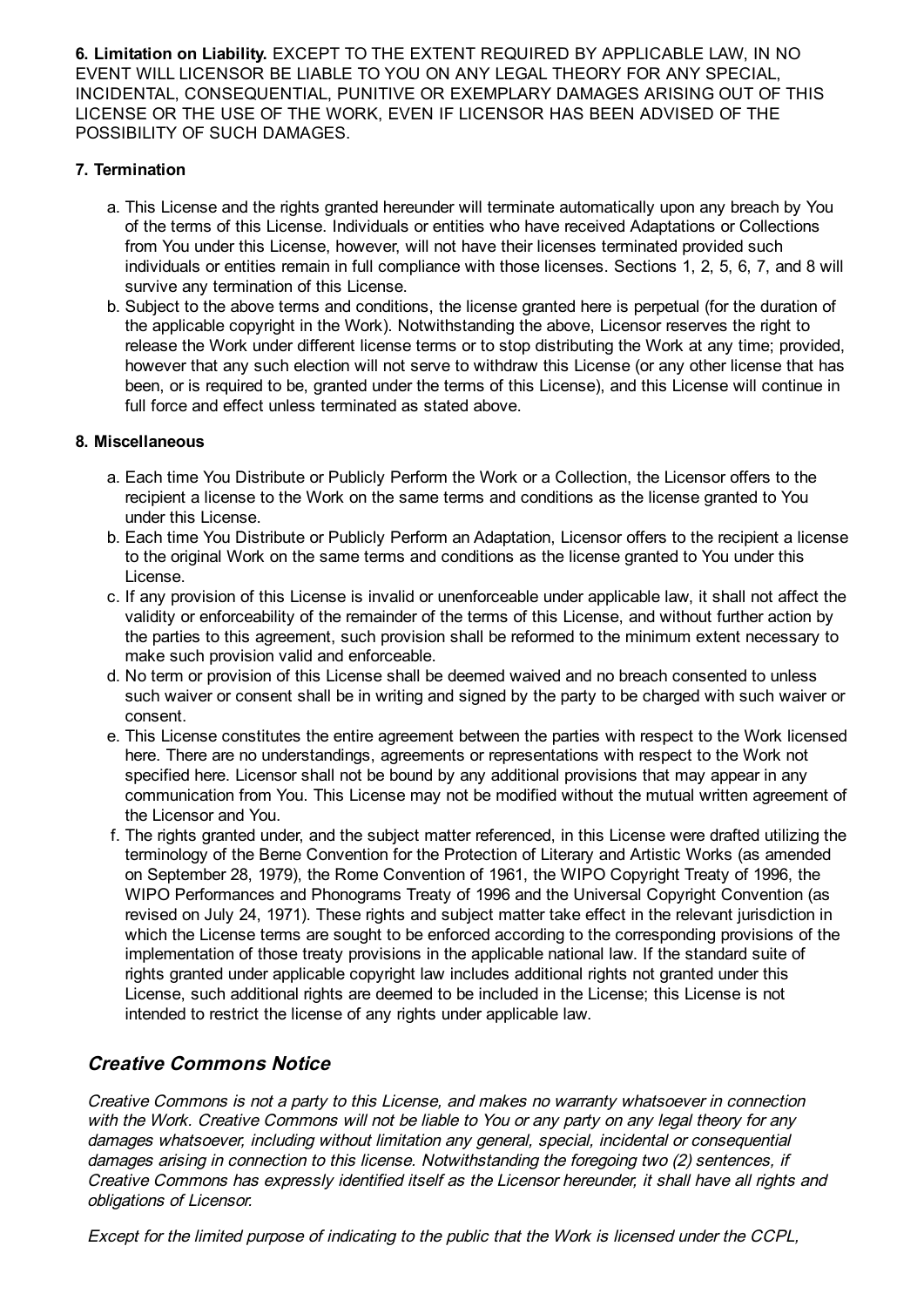**6. Limitation on Liability.** EXCEPT TO THE EXTENT REQUIRED BY APPLICABLE LAW, IN NO EVENT WILL LICENSOR BE LIABLE TO YOU ON ANY LEGAL THEORY FOR ANY SPECIAL, INCIDENTAL, CONSEQUENTIAL, PUNITIVE OR EXEMPLARY DAMAGES ARISING OUT OF THIS LICENSE OR THE USE OF THE WORK, EVEN IF LICENSOR HAS BEEN ADVISED OF THE POSSIBILITY OF SUCH DAMAGES.

**7. Termination**

a. This License and the rights granted hereunder will terminate automatically upon any breach by You of the terms of this License. Individuals or entities who have received Adaptations or Collections from You under this License, however, will not have their licenses terminated provided such individuals or entities remain in full compliance with those licenses. Sections 1, 2, 5, 6, 7, and 8 will survive any termination of this License.
b. Subject to the above terms and conditions, the license granted here is perpetual (for the duration of the applicable copyright in the Work). Notwithstanding the above, Licensor reserves the right to release the Work under different license terms or to stop distributing the Work at any time; provided, however that any such election will not serve to withdraw this License (or any other license that has been, or is required to be, granted under the terms of this License), and this License will continue in full force and effect unless terminated as stated above.

**8. Miscellaneous**

a. Each time You Distribute or Publicly Perform the Work or a Collection, the Licensor offers to the recipient a license to the Work on the same terms and conditions as the license granted to You under this License.
b. Each time You Distribute or Publicly Perform an Adaptation, Licensor offers to the recipient a license to the original Work on the same terms and conditions as the license granted to You under this License.
c. If any provision of this License is invalid or unenforceable under applicable law, it shall not affect the validity or enforceability of the remainder of the terms of this License, and without further action by the parties to this agreement, such provision shall be reformed to the minimum extent necessary to make such provision valid and enforceable.
d. No term or provision of this License shall be deemed waived and no breach consented to unless such waiver or consent shall be in writing and signed by the party to be charged with such waiver or consent.
e. This License constitutes the entire agreement between the parties with respect to the Work licensed here. There are no understandings, agreements or representations with respect to the Work not specified here. Licensor shall not be bound by any additional provisions that may appear in any communication from You. This License may not be modified without the mutual written agreement of the Licensor and You.
f. The rights granted under, and the subject matter referenced, in this License were drafted utilizing the terminology of the Berne Convention for the Protection of Literary and Artistic Works (as amended on September 28, 1979), the Rome Convention of 1961, the WIPO Copyright Treaty of 1996, the WIPO Performances and Phonograms Treaty of 1996 and the Universal Copyright Convention (as revised on July 24, 1971). These rights and subject matter take effect in the relevant jurisdiction in which the License terms are sought to be enforced according to the corresponding provisions of the implementation of those treaty provisions in the applicable national law. If the standard suite of rights granted under applicable copyright law includes additional rights not granted under this License, such additional rights are deemed to be included in the License; this License is not intended to restrict the license of any rights under applicable law.

## *Creative Commons Notice*

*Creative Commons is not a party to this License, and makes no warranty whatsoever in connection with the Work. Creative Commons will not be liable to You or any party on any legal theory for any damages whatsoever, including without limitation any general, special, incidental or consequential damages arising in connection to this license. Notwithstanding the foregoing two (2) sentences, if Creative Commons has expressly identified itself as the Licensor hereunder, it shall have all rights and obligations of Licensor.*

*Except for the limited purpose of indicating to the public that the Work is licensed under the CCPL,*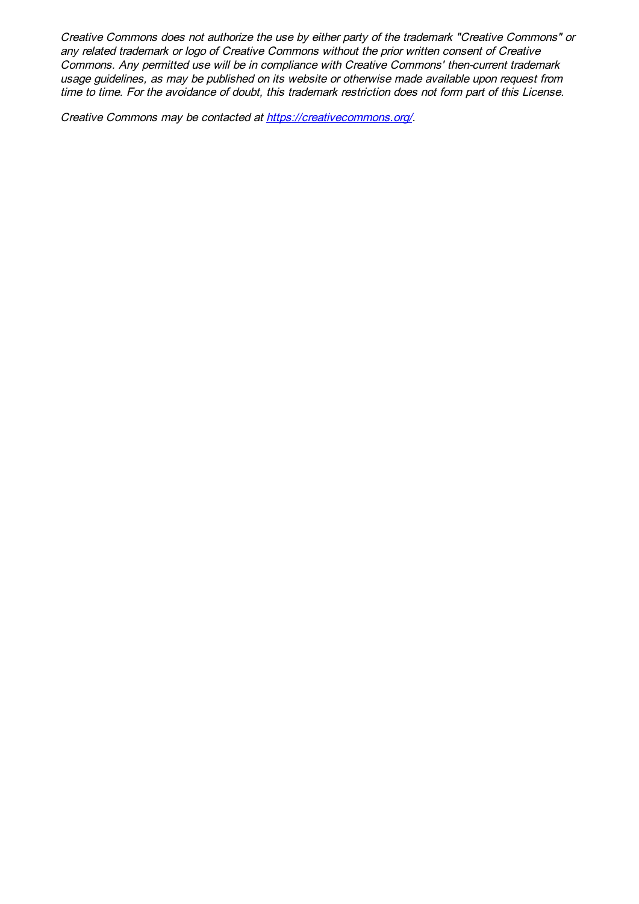*Creative Commons does not authorize the use by either party of the trademark "Creative Commons" or any related trademark or logo of Creative Commons without the prior written consent of Creative Commons. Any permitted use will be in compliance with Creative Commons' then-current trademark usage guidelines, as may be published on its website or otherwise made available upon request from time to time. For the avoidance of doubt, this trademark restriction does not form part of this License.*

*Creative Commons may be contacted at [https://creativecommons.org/](https://creativecommons.org/).*